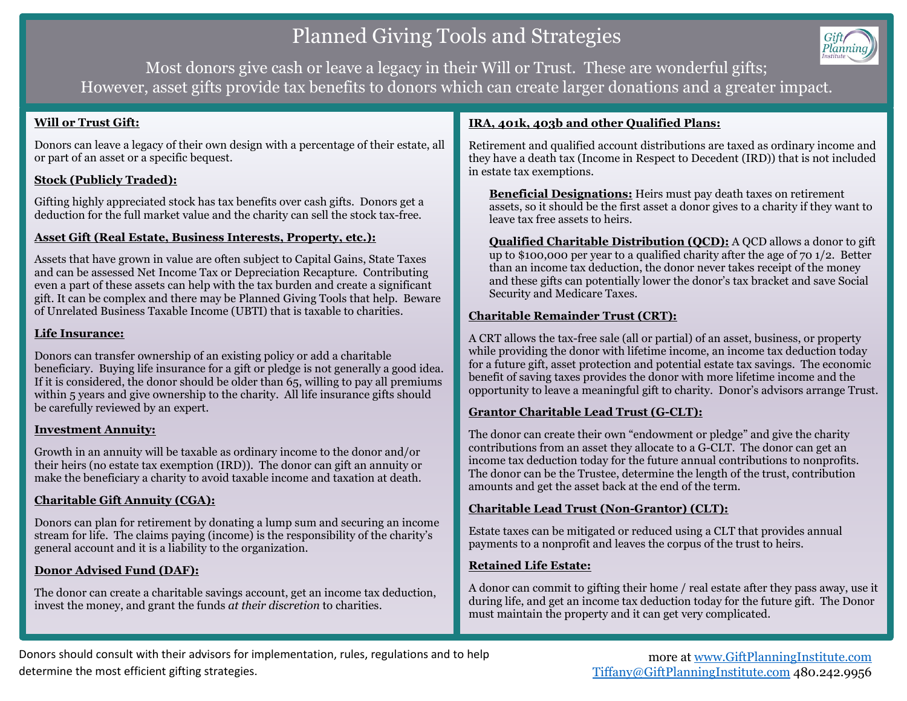# Planned Giving Tools and Strategies

Most donors give cash or leave a legacy in their Will or Trust. These are wonderful gifts;
However, asset gifts provide tax benefits to donors which can create larger donations and a greater impact.

**Will or Trust Gift:**

Donors can leave a legacy of their own design with a percentage of their estate, all or part of an asset or a specific bequest.

**Stock (Publicly Traded):**

Gifting highly appreciated stock has tax benefits over cash gifts. Donors get a deduction for the full market value and the charity can sell the stock tax-free.

**Asset Gift (Real Estate, Business Interests, Property, etc.):**

Assets that have grown in value are often subject to Capital Gains, State Taxes and can be assessed Net Income Tax or Depreciation Recapture. Contributing even a part of these assets can help with the tax burden and create a significant gift. It can be complex and there may be Planned Giving Tools that help. Beware of Unrelated Business Taxable Income (UBTI) that is taxable to charities.

**Life Insurance:**

Donors can transfer ownership of an existing policy or add a charitable beneficiary. Buying life insurance for a gift or pledge is not generally a good idea. If it is considered, the donor should be older than 65, willing to pay all premiums within 5 years and give ownership to the charity. All life insurance gifts should be carefully reviewed by an expert.

**Investment Annuity:**

Growth in an annuity will be taxable as ordinary income to the donor and/or their heirs (no estate tax exemption (IRD)). The donor can gift an annuity or make the beneficiary a charity to avoid taxable income and taxation at death.

**Charitable Gift Annuity (CGA):**

Donors can plan for retirement by donating a lump sum and securing an income stream for life. The claims paying (income) is the responsibility of the charity's general account and it is a liability to the organization.

**Donor Advised Fund (DAF):**

The donor can create a charitable savings account, get an income tax deduction, invest the money, and grant the funds *at their discretion* to charities.

**IRA, 401k, 403b and other Qualified Plans:**

Retirement and qualified account distributions are taxed as ordinary income and they have a death tax (Income in Respect to Decedent (IRD)) that is not included in estate tax exemptions.

**Beneficial Designations:** Heirs must pay death taxes on retirement assets, so it should be the first asset a donor gives to a charity if they want to leave tax free assets to heirs.

**Qualified Charitable Distribution (QCD):** A QCD allows a donor to gift up to $100,000 per year to a qualified charity after the age of 70 1/2. Better than an income tax deduction, the donor never takes receipt of the money and these gifts can potentially lower the donor's tax bracket and save Social Security and Medicare Taxes.

**Charitable Remainder Trust (CRT):**

A CRT allows the tax-free sale (all or partial) of an asset, business, or property while providing the donor with lifetime income, an income tax deduction today for a future gift, asset protection and potential estate tax savings. The economic benefit of saving taxes provides the donor with more lifetime income and the opportunity to leave a meaningful gift to charity. Donor's advisors arrange Trust.

**Grantor Charitable Lead Trust (G-CLT):**

The donor can create their own "endowment or pledge" and give the charity contributions from an asset they allocate to a G-CLT. The donor can get an income tax deduction today for the future annual contributions to nonprofits. The donor can be the Trustee, determine the length of the trust, contribution amounts and get the asset back at the end of the term.

**Charitable Lead Trust (Non-Grantor) (CLT):**

Estate taxes can be mitigated or reduced using a CLT that provides annual payments to a nonprofit and leaves the corpus of the trust to heirs.

**Retained Life Estate:**

A donor can commit to gifting their home / real estate after they pass away, use it during life, and get an income tax deduction today for the future gift. The Donor must maintain the property and it can get very complicated.

Donors should consult with their advisors for implementation, rules, regulations and to help determine the most efficient gifting strategies.

more at www.GiftPlanningInstitute.com
Tiffany@GiftPlanningInstitute.com 480.242.9956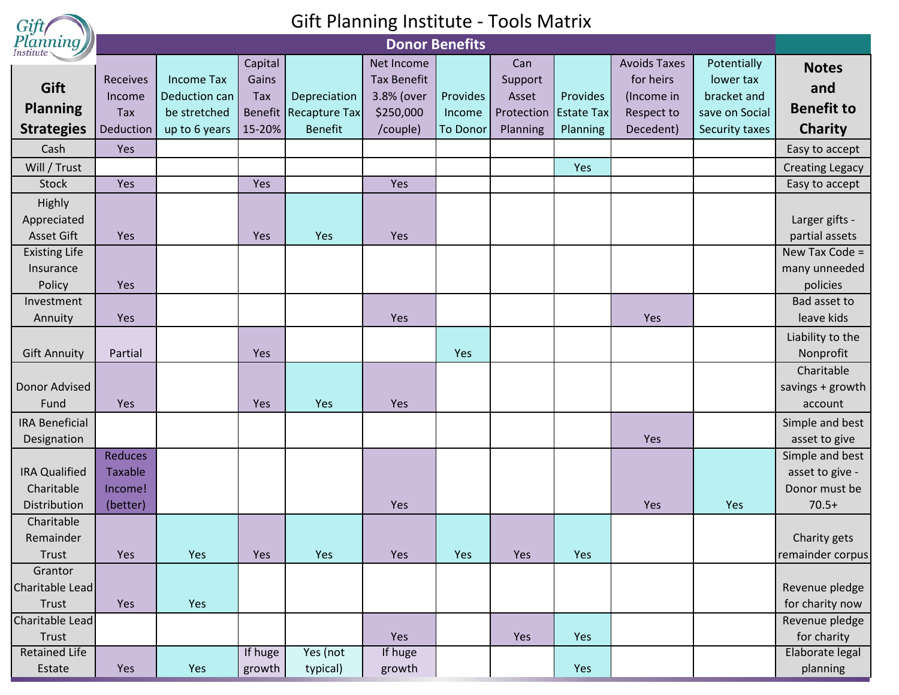# Gift Planning Institute - Tools Matrix

| Gift Planning Strategies | Donor Benefits | | | | | | | | | | Notes and Benefit to Charity |
|---|---|---|---|---|---|---|---|---|---|---|---|
| | Receives Income Tax Deduction | Income Tax Deduction can be stretched up to 6 years | Capital Gains Tax Benefit 15-20% | Depreciation Recapture Tax Benefit | Net Income Tax Benefit 3.8% (over $250,000 /couple) | Provides Income To Donor | Can Support Asset Protection Planning | Provides Estate Tax Planning | Avoids Taxes for heirs (Income in Respect to Decedent) | Potentially lower tax bracket and save on Social Security taxes | |
| Cash | Yes | | | | | | | | | | Easy to accept |
| Will / Trust | | | | | | | | Yes | | | Creating Legacy |
| Stock | Yes | | Yes | | Yes | | | | | | Easy to accept |
| Highly Appreciated Asset Gift | Yes | | Yes | Yes | Yes | | | | | | Larger gifts - partial assets |
| Existing Life Insurance Policy | Yes | | | | | | | | | | New Tax Code = many unneeded policies |
| Investment Annuity | Yes | | | | Yes | | | | Yes | | Bad asset to leave kids |
| Gift Annuity | Partial | | Yes | | | Yes | | | | | Liability to the Nonprofit |
| Donor Advised Fund | Yes | | Yes | Yes | Yes | | | | | | Charitable savings + growth account |
| IRA Beneficial Designation | | | | | | | | | Yes | | Simple and best asset to give |
| IRA Qualified Charitable Distribution | Reduces Taxable Income! (better) | | | | Yes | | | | Yes | Yes | Simple and best asset to give - Donor must be 70.5+ |
| Charitable Remainder Trust | Yes | Yes | Yes | Yes | Yes | Yes | Yes | Yes | | | Charity gets remainder corpus |
| Grantor Charitable Lead Trust | Yes | Yes | | | | | | | | | Revenue pledge for charity now |
| Charitable Lead Trust | | | | | Yes | | Yes | Yes | | | Revenue pledge for charity |
| Retained Life Estate | Yes | Yes | If huge growth | Yes (not typical) | If huge growth | | | Yes | | | Elaborate legal planning |